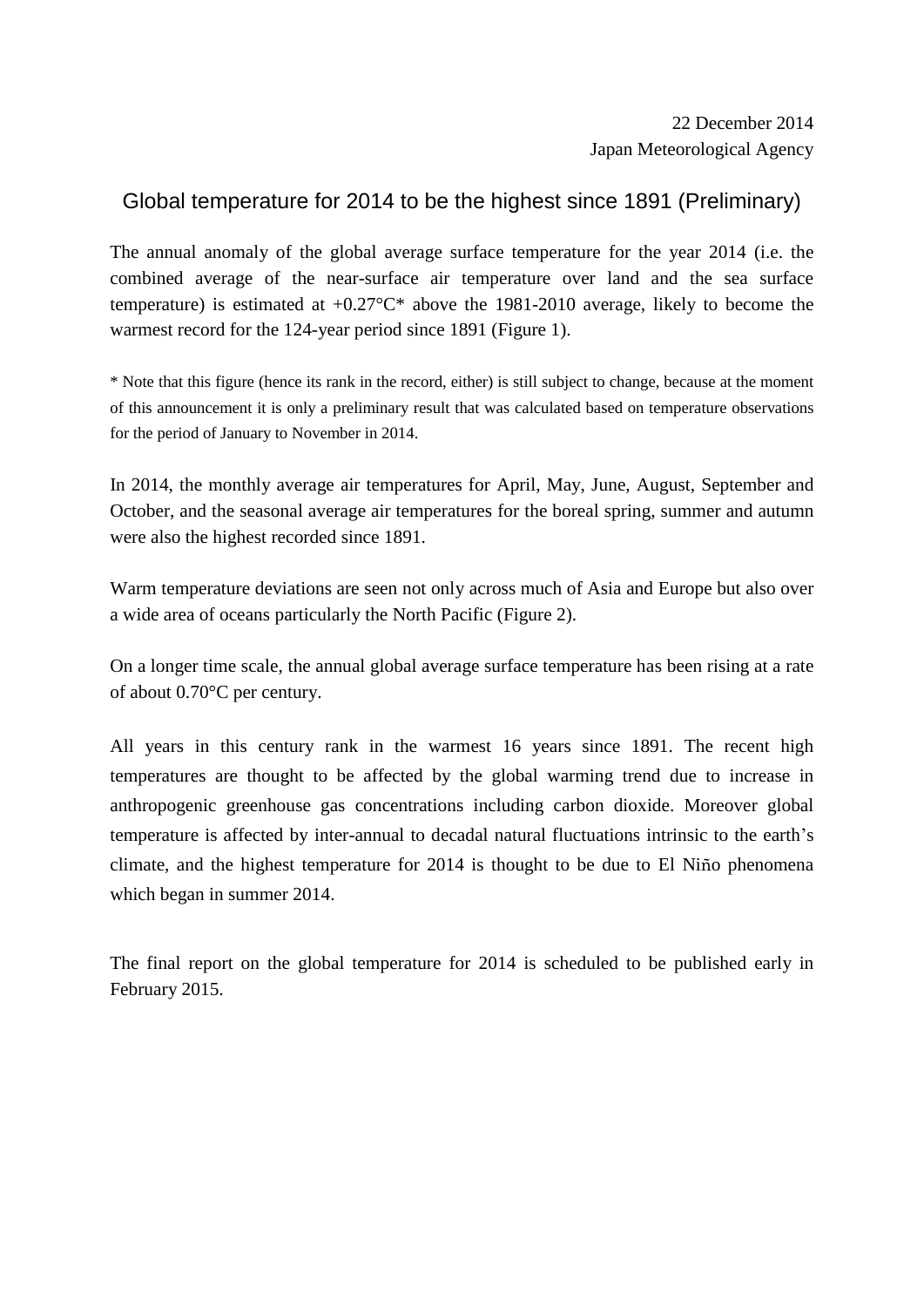22 December 2014
Japan Meteorological Agency

# Global temperature for 2014 to be the highest since 1891 (Preliminary)

The annual anomaly of the global average surface temperature for the year 2014 (i.e. the combined average of the near-surface air temperature over land and the sea surface temperature) is estimated at +0.27°C* above the 1981-2010 average, likely to become the warmest record for the 124-year period since 1891 (Figure 1).

* Note that this figure (hence its rank in the record, either) is still subject to change, because at the moment of this announcement it is only a preliminary result that was calculated based on temperature observations for the period of January to November in 2014.

In 2014, the monthly average air temperatures for April, May, June, August, September and October, and the seasonal average air temperatures for the boreal spring, summer and autumn were also the highest recorded since 1891.

Warm temperature deviations are seen not only across much of Asia and Europe but also over a wide area of oceans particularly the North Pacific (Figure 2).

On a longer time scale, the annual global average surface temperature has been rising at a rate of about 0.70°C per century.

All years in this century rank in the warmest 16 years since 1891. The recent high temperatures are thought to be affected by the global warming trend due to increase in anthropogenic greenhouse gas concentrations including carbon dioxide. Moreover global temperature is affected by inter-annual to decadal natural fluctuations intrinsic to the earth's climate, and the highest temperature for 2014 is thought to be due to El Niño phenomena which began in summer 2014.

The final report on the global temperature for 2014 is scheduled to be published early in February 2015.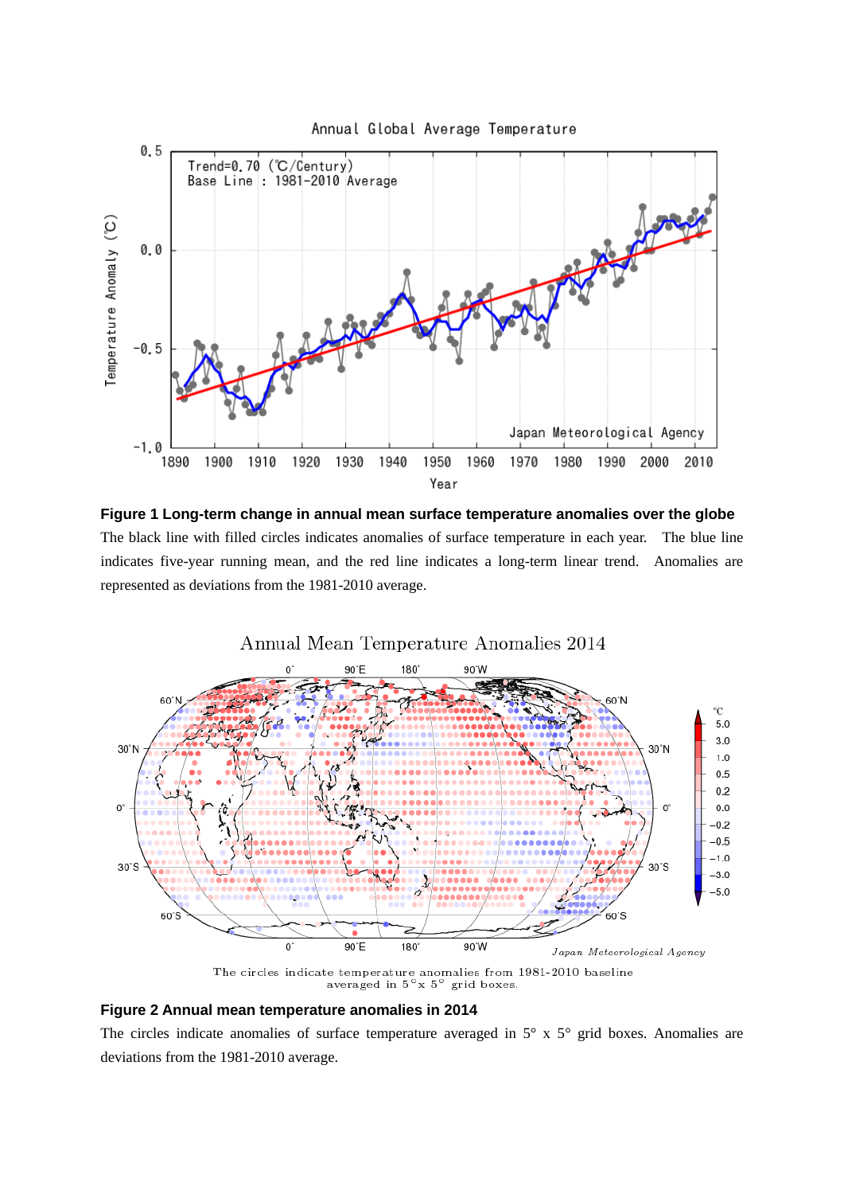**Figure 1 Long-term change in annual mean surface temperature anomalies over the globe**

The black line with filled circles indicates anomalies of surface temperature in each year. The blue line indicates five-year running mean, and the red line indicates a long-term linear trend. Anomalies are represented as deviations from the 1981-2010 average.

**Figure 2 Annual mean temperature anomalies in 2014**

The circles indicate anomalies of surface temperature averaged in 5° x 5° grid boxes. Anomalies are deviations from the 1981-2010 average.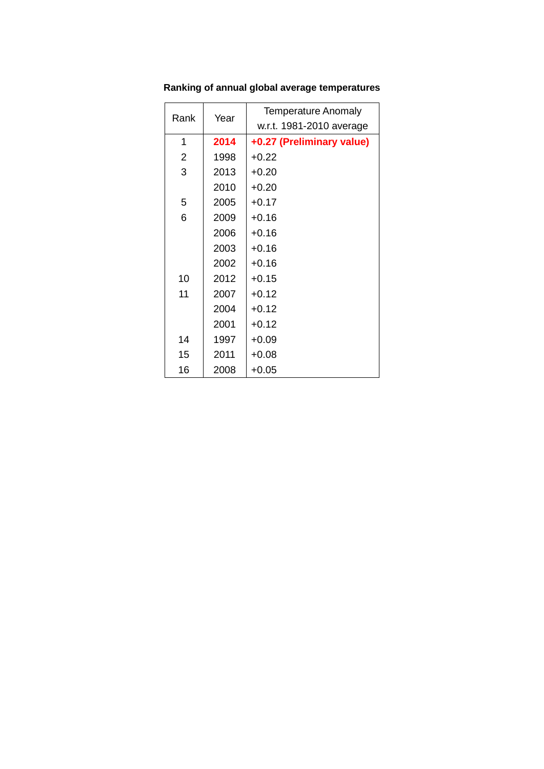**Ranking of annual global average temperatures**

| Rank | Year | Temperature Anomaly w.r.t. 1981-2010 average |
|---|---|---|
| 1 | **2014** | **+0.27 (Preliminary value)** |
| 2 | 1998 | +0.22 |
| 3 | 2013 | +0.20 |
| | 2010 | +0.20 |
| 5 | 2005 | +0.17 |
| 6 | 2009 | +0.16 |
| | 2006 | +0.16 |
| | 2003 | +0.16 |
| | 2002 | +0.16 |
| 10 | 2012 | +0.15 |
| 11 | 2007 | +0.12 |
| | 2004 | +0.12 |
| | 2001 | +0.12 |
| 14 | 1997 | +0.09 |
| 15 | 2011 | +0.08 |
| 16 | 2008 | +0.05 |